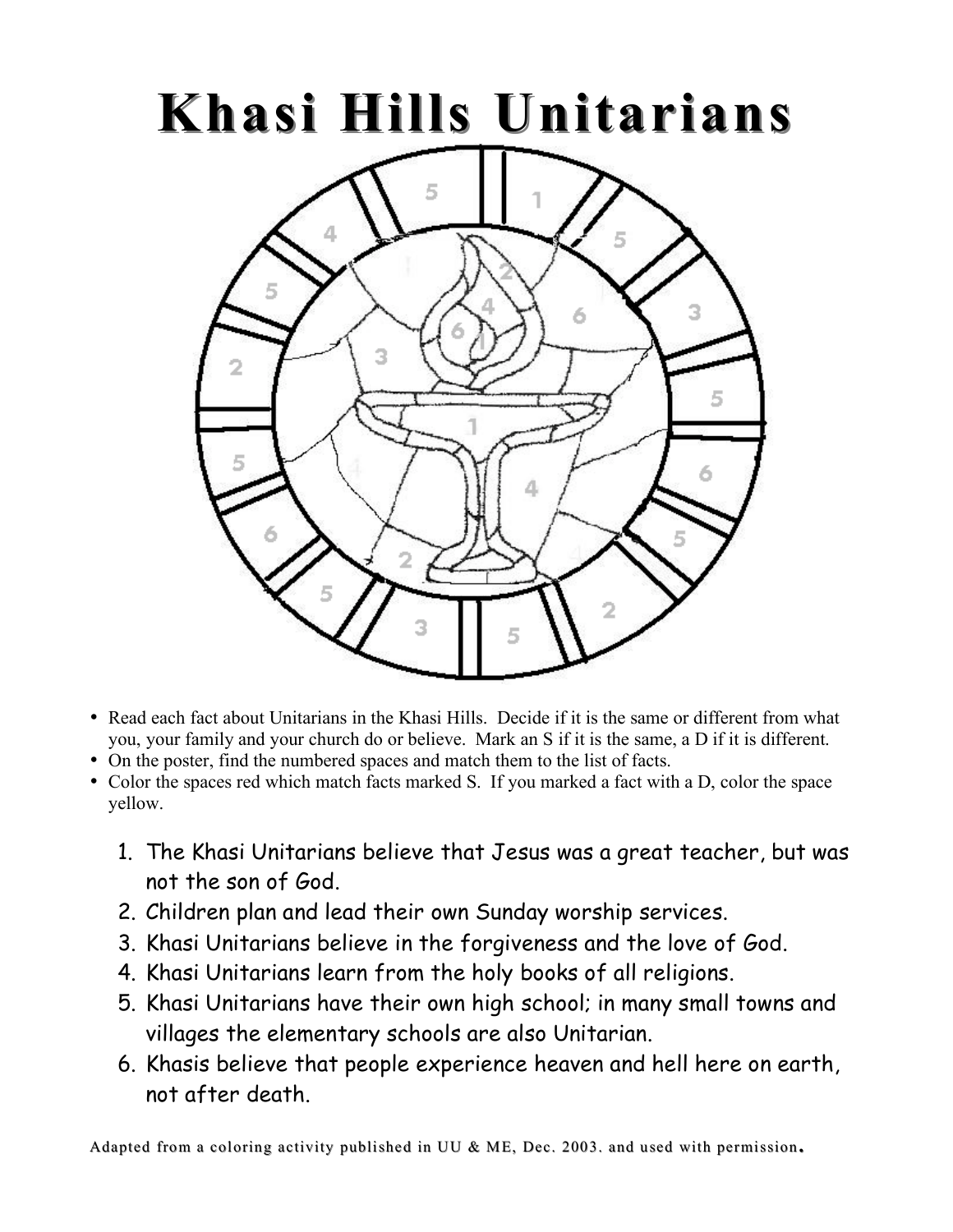# Khasi Hills Unitarians

- Read each fact about Unitarians in the Khasi Hills. Decide if it is the same or different from what you, your family and your church do or believe. Mark an S if it is the same, a D if it is different.
- On the poster, find the numbered spaces and match them to the list of facts.
- Color the spaces red which match facts marked S. If you marked a fact with a D, color the space yellow.

1. The Khasi Unitarians believe that Jesus was a great teacher, but was not the son of God.
2. Children plan and lead their own Sunday worship services.
3. Khasi Unitarians believe in the forgiveness and the love of God.
4. Khasi Unitarians learn from the holy books of all religions.
5. Khasi Unitarians have their own high school; in many small towns and villages the elementary schools are also Unitarian.
6. Khasis believe that people experience heaven and hell here on earth, not after death.

Adapted from a coloring activity published in UU & ME, Dec. 2003. and used with permission.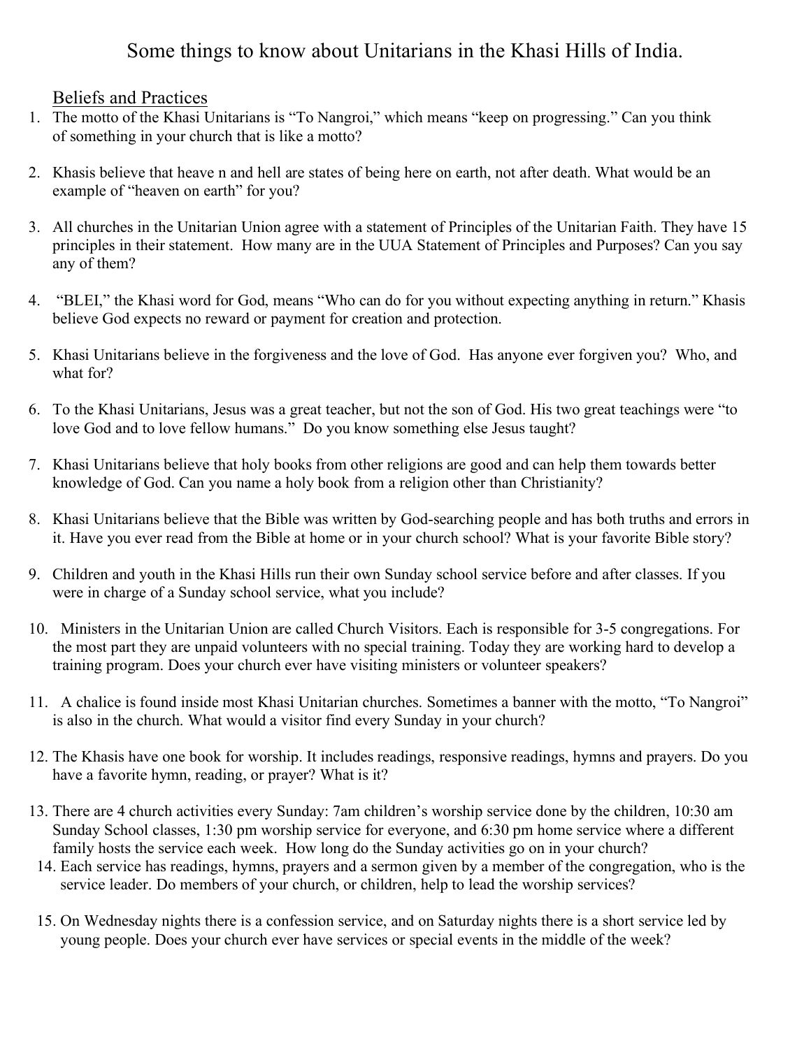# Some things to know about Unitarians in the Khasi Hills of India.

## Beliefs and Practices

1. The motto of the Khasi Unitarians is "To Nangroi," which means "keep on progressing." Can you think of something in your church that is like a motto?

2. Khasis believe that heave n and hell are states of being here on earth, not after death. What would be an example of "heaven on earth" for you?

3. All churches in the Unitarian Union agree with a statement of Principles of the Unitarian Faith. They have 15 principles in their statement. How many are in the UUA Statement of Principles and Purposes? Can you say any of them?

4. "BLEI," the Khasi word for God, means "Who can do for you without expecting anything in return." Khasis believe God expects no reward or payment for creation and protection.

5. Khasi Unitarians believe in the forgiveness and the love of God. Has anyone ever forgiven you? Who, and what for?

6. To the Khasi Unitarians, Jesus was a great teacher, but not the son of God. His two great teachings were "to love God and to love fellow humans." Do you know something else Jesus taught?

7. Khasi Unitarians believe that holy books from other religions are good and can help them towards better knowledge of God. Can you name a holy book from a religion other than Christianity?

8. Khasi Unitarians believe that the Bible was written by God-searching people and has both truths and errors in it. Have you ever read from the Bible at home or in your church school? What is your favorite Bible story?

9. Children and youth in the Khasi Hills run their own Sunday school service before and after classes. If you were in charge of a Sunday school service, what you include?

10. Ministers in the Unitarian Union are called Church Visitors. Each is responsible for 3-5 congregations. For the most part they are unpaid volunteers with no special training. Today they are working hard to develop a training program. Does your church ever have visiting ministers or volunteer speakers?

11. A chalice is found inside most Khasi Unitarian churches. Sometimes a banner with the motto, "To Nangroi" is also in the church. What would a visitor find every Sunday in your church?

12. The Khasis have one book for worship. It includes readings, responsive readings, hymns and prayers. Do you have a favorite hymn, reading, or prayer? What is it?

13. There are 4 church activities every Sunday: 7am children's worship service done by the children, 10:30 am Sunday School classes, 1:30 pm worship service for everyone, and 6:30 pm home service where a different family hosts the service each week. How long do the Sunday activities go on in your church?

14. Each service has readings, hymns, prayers and a sermon given by a member of the congregation, who is the service leader. Do members of your church, or children, help to lead the worship services?

15. On Wednesday nights there is a confession service, and on Saturday nights there is a short service led by young people. Does your church ever have services or special events in the middle of the week?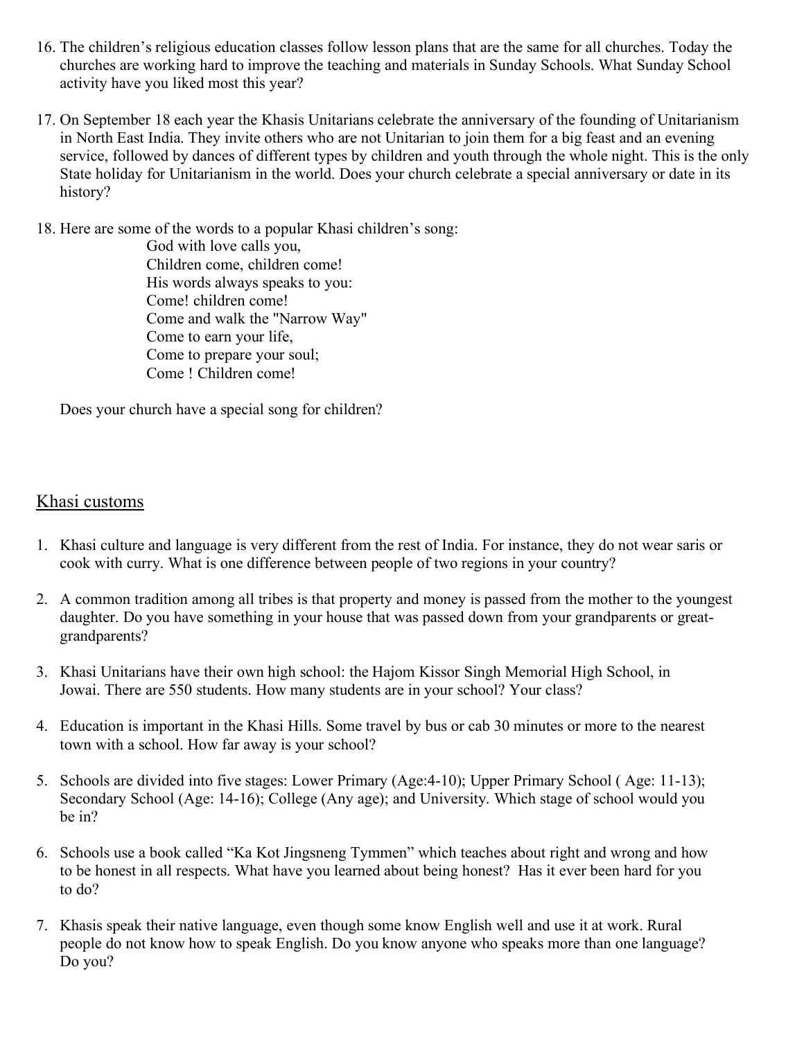16. The children's religious education classes follow lesson plans that are the same for all churches. Today the churches are working hard to improve the teaching and materials in Sunday Schools. What Sunday School activity have you liked most this year?

17. On September 18 each year the Khasis Unitarians celebrate the anniversary of the founding of Unitarianism in North East India. They invite others who are not Unitarian to join them for a big feast and an evening service, followed by dances of different types by children and youth through the whole night. This is the only State holiday for Unitarianism in the world. Does your church celebrate a special anniversary or date in its history?

18. Here are some of the words to a popular Khasi children's song:

    God with love calls you,
    Children come, children come!
    His words always speaks to you:
    Come! children come!
    Come and walk the "Narrow Way"
    Come to earn your life,
    Come to prepare your soul;
    Come ! Children come!

    Does your church have a special song for children?

## Khasi customs

1. Khasi culture and language is very different from the rest of India. For instance, they do not wear saris or cook with curry. What is one difference between people of two regions in your country?

2. A common tradition among all tribes is that property and money is passed from the mother to the youngest daughter. Do you have something in your house that was passed down from your grandparents or great-grandparents?

3. Khasi Unitarians have their own high school: the Hajom Kissor Singh Memorial High School, in Jowai. There are 550 students. How many students are in your school? Your class?

4. Education is important in the Khasi Hills. Some travel by bus or cab 30 minutes or more to the nearest town with a school. How far away is your school?

5. Schools are divided into five stages: Lower Primary (Age:4-10); Upper Primary School ( Age: 11-13); Secondary School (Age: 14-16); College (Any age); and University. Which stage of school would you be in?

6. Schools use a book called "Ka Kot Jingsneng Tymmen" which teaches about right and wrong and how to be honest in all respects. What have you learned about being honest? Has it ever been hard for you to do?

7. Khasis speak their native language, even though some know English well and use it at work. Rural people do not know how to speak English. Do you know anyone who speaks more than one language? Do you?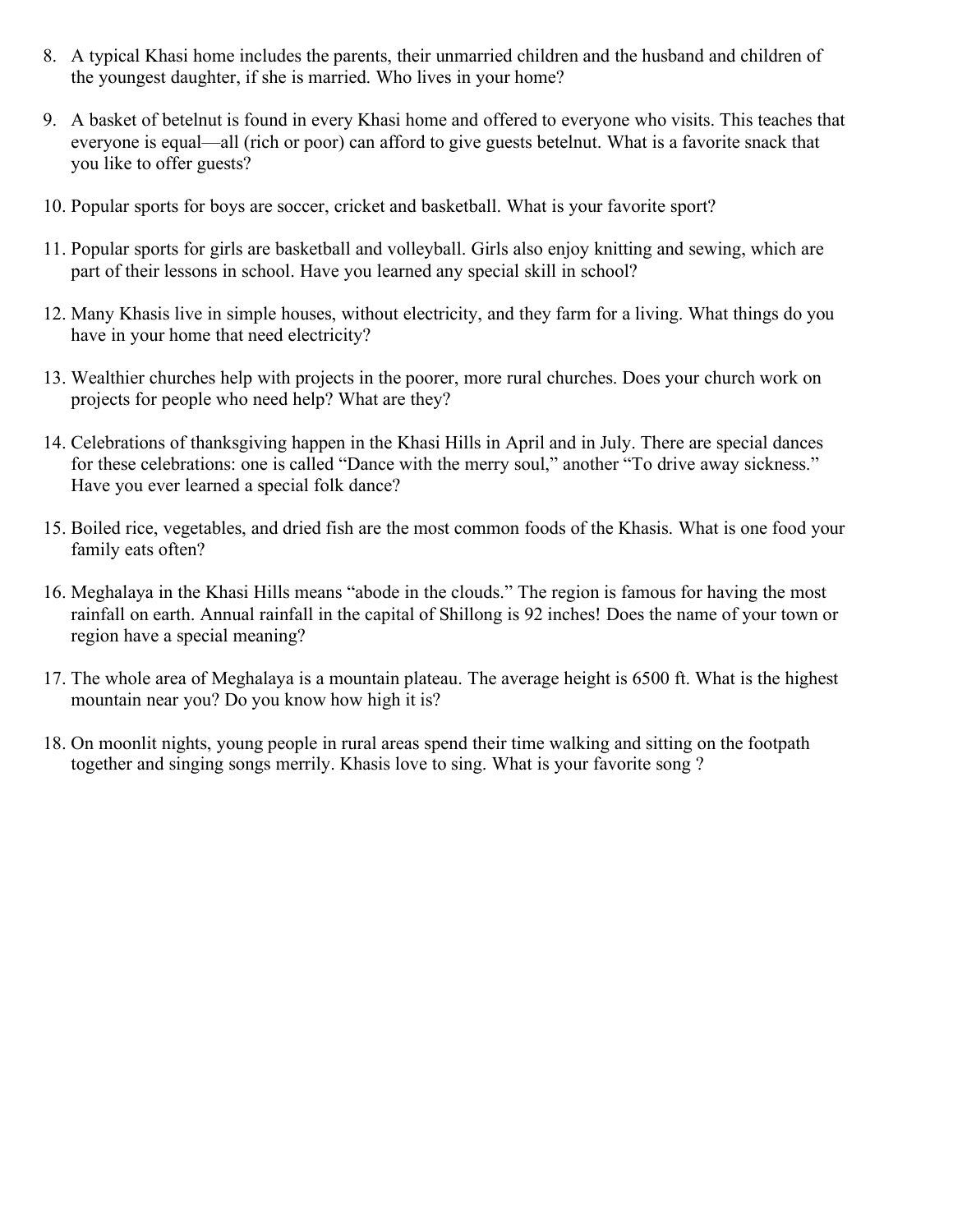8. A typical Khasi home includes the parents, their unmarried children and the husband and children of the youngest daughter, if she is married. Who lives in your home?

9. A basket of betelnut is found in every Khasi home and offered to everyone who visits. This teaches that everyone is equal—all (rich or poor) can afford to give guests betelnut. What is a favorite snack that you like to offer guests?

10. Popular sports for boys are soccer, cricket and basketball. What is your favorite sport?

11. Popular sports for girls are basketball and volleyball. Girls also enjoy knitting and sewing, which are part of their lessons in school. Have you learned any special skill in school?

12. Many Khasis live in simple houses, without electricity, and they farm for a living. What things do you have in your home that need electricity?

13. Wealthier churches help with projects in the poorer, more rural churches. Does your church work on projects for people who need help? What are they?

14. Celebrations of thanksgiving happen in the Khasi Hills in April and in July. There are special dances for these celebrations: one is called "Dance with the merry soul," another "To drive away sickness." Have you ever learned a special folk dance?

15. Boiled rice, vegetables, and dried fish are the most common foods of the Khasis. What is one food your family eats often?

16. Meghalaya in the Khasi Hills means "abode in the clouds." The region is famous for having the most rainfall on earth. Annual rainfall in the capital of Shillong is 92 inches! Does the name of your town or region have a special meaning?

17. The whole area of Meghalaya is a mountain plateau. The average height is 6500 ft. What is the highest mountain near you? Do you know how high it is?

18. On moonlit nights, young people in rural areas spend their time walking and sitting on the footpath together and singing songs merrily. Khasis love to sing. What is your favorite song ?